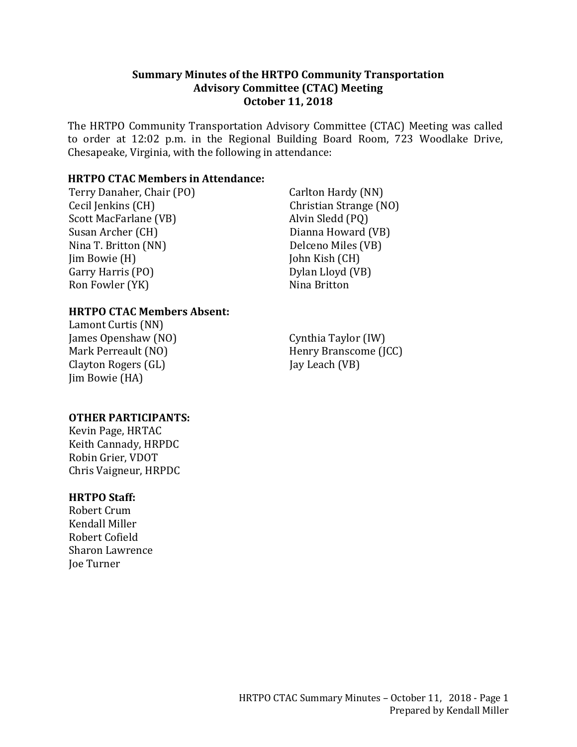# Summary Minutes of the HRTPO Community Transportation Advisory Committee (CTAC) Meeting
## October 11, 2018

The HRTPO Community Transportation Advisory Committee (CTAC) Meeting was called to order at 12:02 p.m. in the Regional Building Board Room, 723 Woodlake Drive, Chesapeake, Virginia, with the following in attendance:

### HRTPO CTAC Members in Attendance:

Terry Danaher, Chair (PO)
Cecil Jenkins (CH)
Scott MacFarlane (VB)
Susan Archer (CH)
Nina T. Britton (NN)
Jim Bowie (H)
Garry Harris (PO)
Ron Fowler (YK)
Carlton Hardy (NN)
Christian Strange (NO)
Alvin Sledd (PQ)
Dianna Howard (VB)
Delceno Miles (VB)
John Kish (CH)
Dylan Lloyd (VB)
Nina Britton

### HRTPO CTAC Members Absent:

Lamont Curtis (NN)
James Openshaw (NO)
Mark Perreault (NO)
Clayton Rogers (GL)
Jim Bowie (HA)
Cynthia Taylor (IW)
Henry Branscome (JCC)
Jay Leach (VB)

### OTHER PARTICIPANTS:

Kevin Page, HRTAC
Keith Cannady, HRPDC
Robin Grier, VDOT
Chris Vaigneur, HRPDC

### HRTPO Staff:

Robert Crum
Kendall Miller
Robert Cofield
Sharon Lawrence
Joe Turner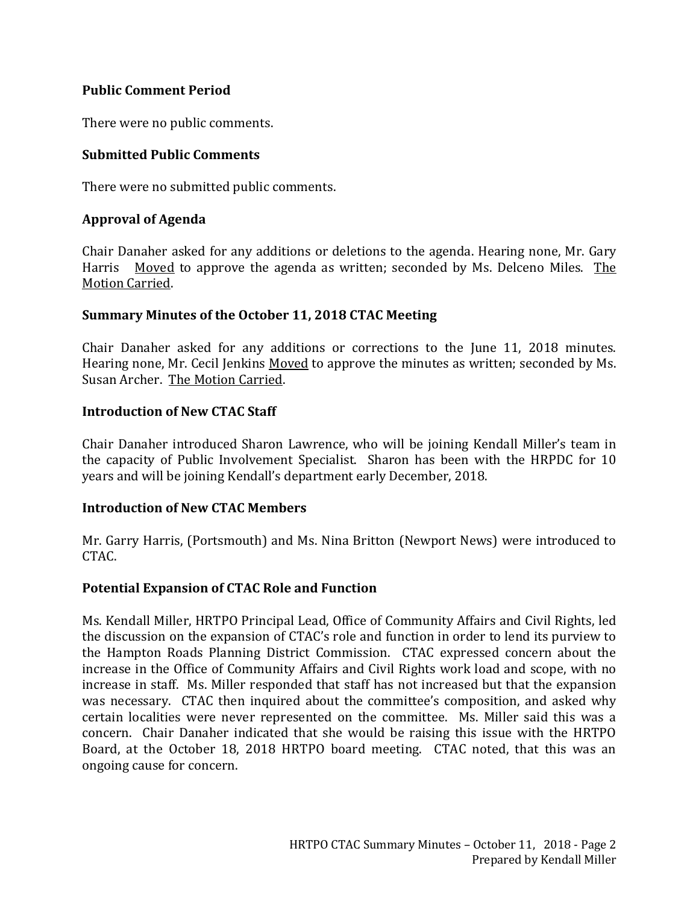**Public Comment Period**

There were no public comments.

**Submitted Public Comments**

There were no submitted public comments.

**Approval of Agenda**

Chair Danaher asked for any additions or deletions to the agenda. Hearing none, Mr. Gary Harris Moved to approve the agenda as written; seconded by Ms. Delceno Miles. The Motion Carried.

**Summary Minutes of the October 11, 2018 CTAC Meeting**

Chair Danaher asked for any additions or corrections to the June 11, 2018 minutes. Hearing none, Mr. Cecil Jenkins Moved to approve the minutes as written; seconded by Ms. Susan Archer. The Motion Carried.

**Introduction of New CTAC Staff**

Chair Danaher introduced Sharon Lawrence, who will be joining Kendall Miller's team in the capacity of Public Involvement Specialist. Sharon has been with the HRPDC for 10 years and will be joining Kendall's department early December, 2018.

**Introduction of New CTAC Members**

Mr. Garry Harris, (Portsmouth) and Ms. Nina Britton (Newport News) were introduced to CTAC.

**Potential Expansion of CTAC Role and Function**

Ms. Kendall Miller, HRTPO Principal Lead, Office of Community Affairs and Civil Rights, led the discussion on the expansion of CTAC's role and function in order to lend its purview to the Hampton Roads Planning District Commission. CTAC expressed concern about the increase in the Office of Community Affairs and Civil Rights work load and scope, with no increase in staff. Ms. Miller responded that staff has not increased but that the expansion was necessary. CTAC then inquired about the committee's composition, and asked why certain localities were never represented on the committee. Ms. Miller said this was a concern. Chair Danaher indicated that she would be raising this issue with the HRTPO Board, at the October 18, 2018 HRTPO board meeting. CTAC noted, that this was an ongoing cause for concern.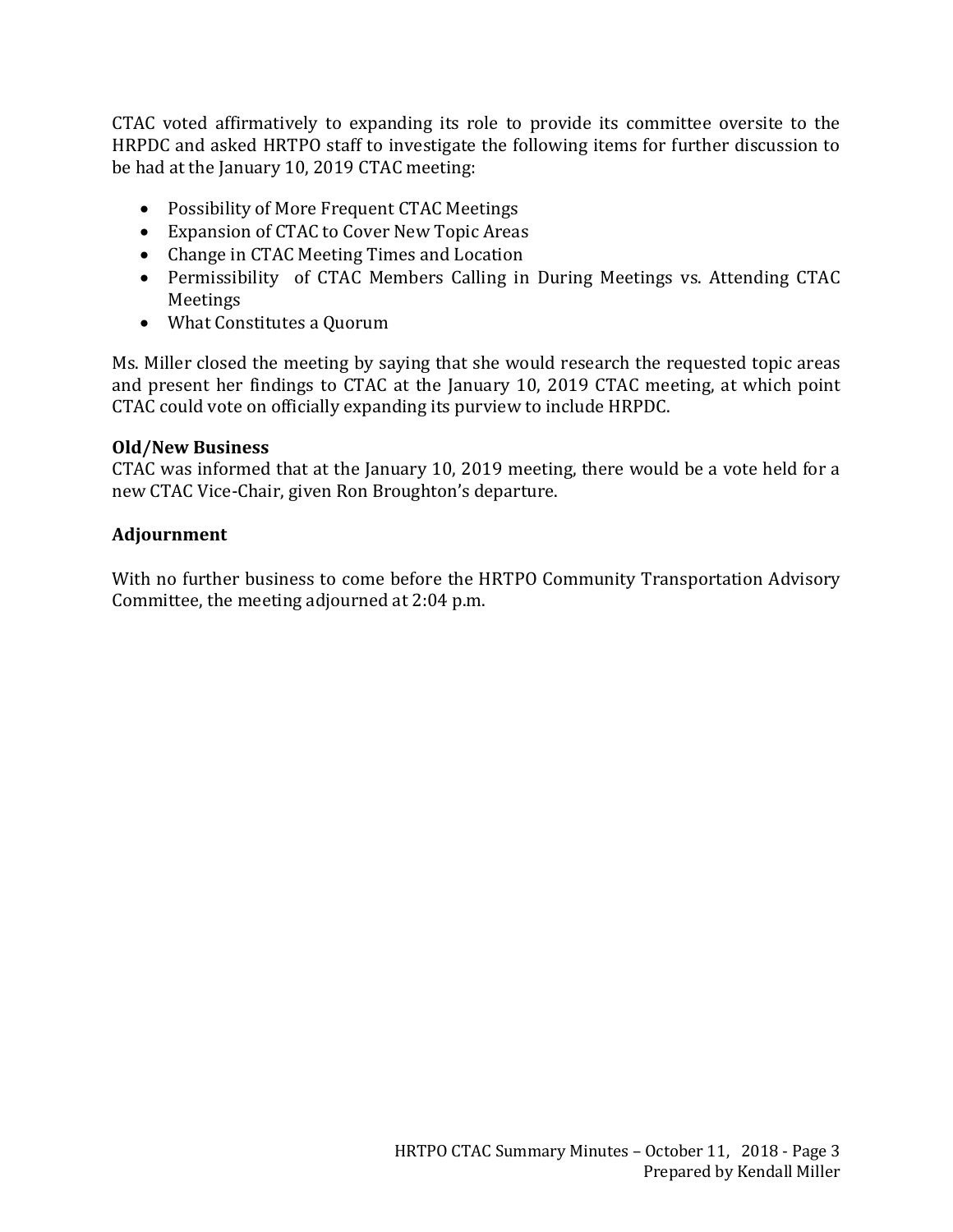CTAC voted affirmatively to expanding its role to provide its committee oversite to the HRPDC and asked HRTPO staff to investigate the following items for further discussion to be had at the January 10, 2019 CTAC meeting:

- Possibility of More Frequent CTAC Meetings
- Expansion of CTAC to Cover New Topic Areas
- Change in CTAC Meeting Times and Location
- Permissibility of CTAC Members Calling in During Meetings vs. Attending CTAC Meetings
- What Constitutes a Quorum

Ms. Miller closed the meeting by saying that she would research the requested topic areas and present her findings to CTAC at the January 10, 2019 CTAC meeting, at which point CTAC could vote on officially expanding its purview to include HRPDC.

**Old/New Business**

CTAC was informed that at the January 10, 2019 meeting, there would be a vote held for a new CTAC Vice-Chair, given Ron Broughton's departure.

**Adjournment**

With no further business to come before the HRTPO Community Transportation Advisory Committee, the meeting adjourned at 2:04 p.m.